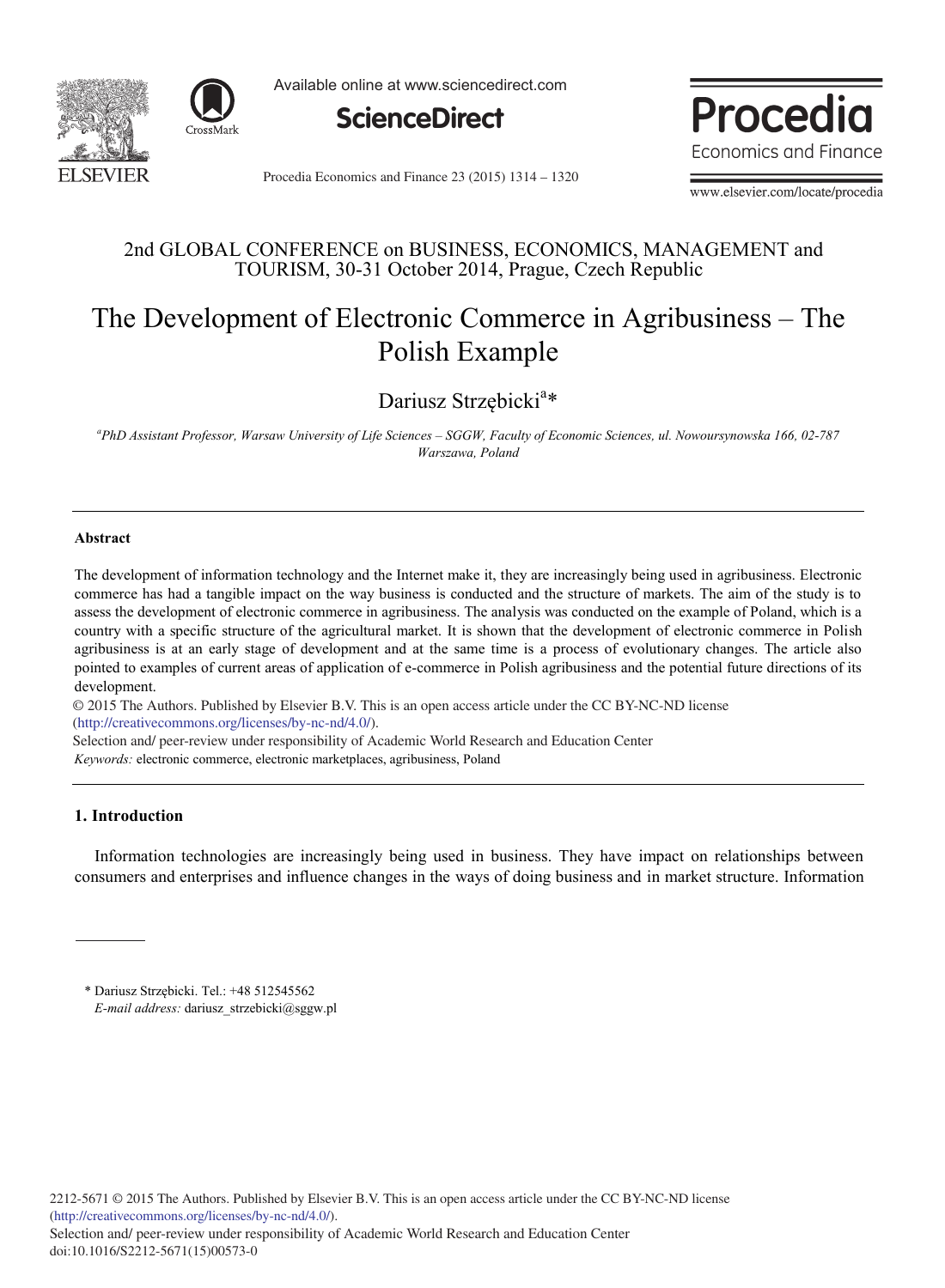2nd GLOBAL CONFERENCE on BUSINESS, ECONOMICS, MANAGEMENT and TOURISM, 30-31 October 2014, Prague, Czech Republic

# The Development of Electronic Commerce in Agribusiness – The Polish Example

Dariusz Strzębicki[a]*

[a]*PhD Assistant Professor, Warsaw University of Life Sciences – SGGW, Faculty of Economic Sciences, ul. Nowoursynowska 166, 02-787 Warszawa, Poland*

---

**Abstract**

The development of information technology and the Internet make it, they are increasingly being used in agribusiness. Electronic commerce has had a tangible impact on the way business is conducted and the structure of markets. The aim of the study is to assess the development of electronic commerce in agribusiness. The analysis was conducted on the example of Poland, which is a country with a specific structure of the agricultural market. It is shown that the development of electronic commerce in Polish agribusiness is at an early stage of development and at the same time is a process of evolutionary changes. The article also pointed to examples of current areas of application of e-commerce in Polish agribusiness and the potential future directions of its development.

© 2015 The Authors. Published by Elsevier B.V. This is an open access article under the CC BY-NC-ND license (http://creativecommons.org/licenses/by-nc-nd/4.0/).

Selection and/ peer-review under responsibility of Academic World Research and Education Center

*Keywords:* electronic commerce, electronic marketplaces, agribusiness, Poland

---

## 1. Introduction

Information technologies are increasingly being used in business. They have impact on relationships between consumers and enterprises and influence changes in the ways of doing business and in market structure. Information

---

\* Dariusz Strzębicki. Tel.: +48 512545562
*E-mail address:* dariusz_strzebicki@sggw.pl

2212-5671 © 2015 The Authors. Published by Elsevier B.V. This is an open access article under the CC BY-NC-ND license (http://creativecommons.org/licenses/by-nc-nd/4.0/).
Selection and/ peer-review under responsibility of Academic World Research and Education Center
doi:10.1016/S2212-5671(15)00573-0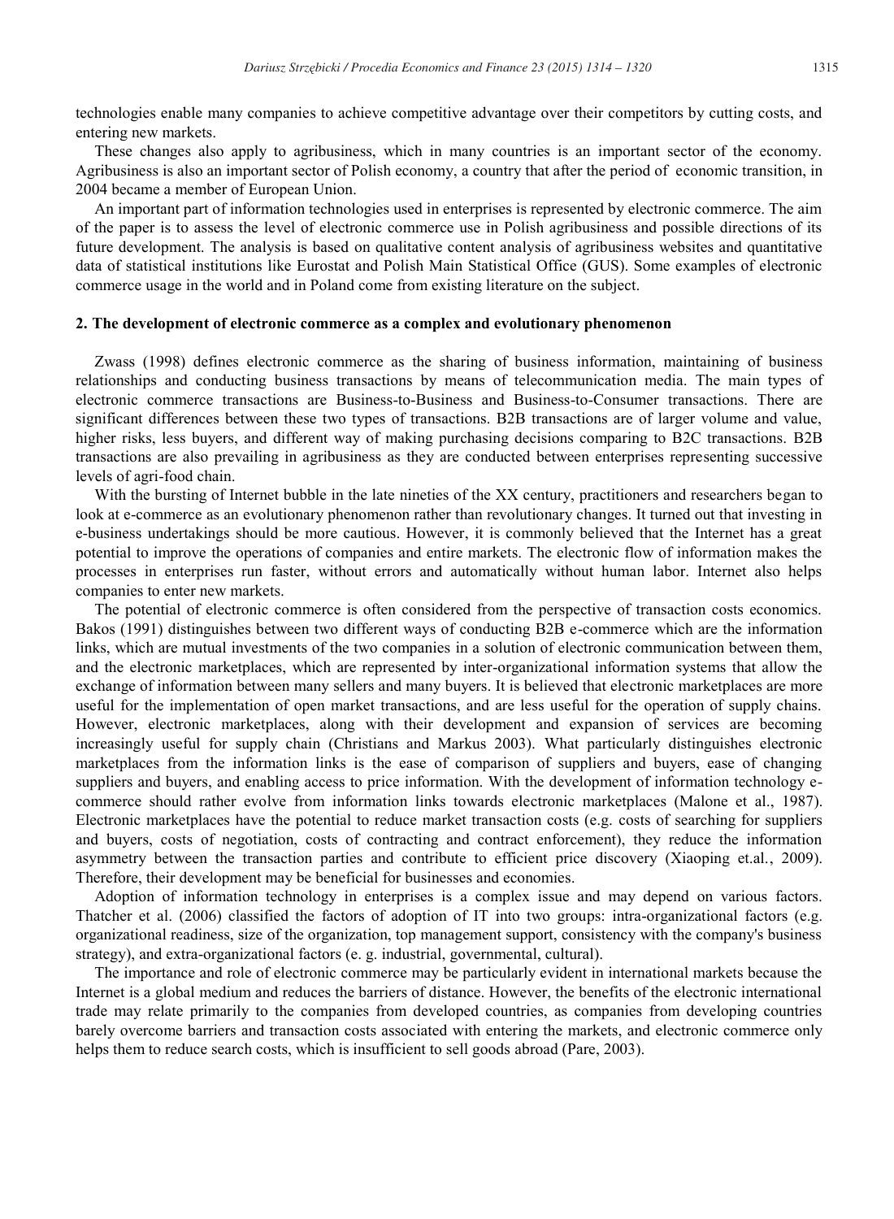technologies enable many companies to achieve competitive advantage over their competitors by cutting costs, and entering new markets.

These changes also apply to agribusiness, which in many countries is an important sector of the economy. Agribusiness is also an important sector of Polish economy, a country that after the period of economic transition, in 2004 became a member of European Union.

An important part of information technologies used in enterprises is represented by electronic commerce. The aim of the paper is to assess the level of electronic commerce use in Polish agribusiness and possible directions of its future development. The analysis is based on qualitative content analysis of agribusiness websites and quantitative data of statistical institutions like Eurostat and Polish Main Statistical Office (GUS). Some examples of electronic commerce usage in the world and in Poland come from existing literature on the subject.

## 2. The development of electronic commerce as a complex and evolutionary phenomenon

Zwass (1998) defines electronic commerce as the sharing of business information, maintaining of business relationships and conducting business transactions by means of telecommunication media. The main types of electronic commerce transactions are Business-to-Business and Business-to-Consumer transactions. There are significant differences between these two types of transactions. B2B transactions are of larger volume and value, higher risks, less buyers, and different way of making purchasing decisions comparing to B2C transactions. B2B transactions are also prevailing in agribusiness as they are conducted between enterprises representing successive levels of agri-food chain.

With the bursting of Internet bubble in the late nineties of the XX century, practitioners and researchers began to look at e-commerce as an evolutionary phenomenon rather than revolutionary changes. It turned out that investing in e-business undertakings should be more cautious. However, it is commonly believed that the Internet has a great potential to improve the operations of companies and entire markets. The electronic flow of information makes the processes in enterprises run faster, without errors and automatically without human labor. Internet also helps companies to enter new markets.

The potential of electronic commerce is often considered from the perspective of transaction costs economics. Bakos (1991) distinguishes between two different ways of conducting B2B e-commerce which are the information links, which are mutual investments of the two companies in a solution of electronic communication between them, and the electronic marketplaces, which are represented by inter-organizational information systems that allow the exchange of information between many sellers and many buyers. It is believed that electronic marketplaces are more useful for the implementation of open market transactions, and are less useful for the operation of supply chains. However, electronic marketplaces, along with their development and expansion of services are becoming increasingly useful for supply chain (Christians and Markus 2003). What particularly distinguishes electronic marketplaces from the information links is the ease of comparison of suppliers and buyers, ease of changing suppliers and buyers, and enabling access to price information. With the development of information technology e-commerce should rather evolve from information links towards electronic marketplaces (Malone et al., 1987). Electronic marketplaces have the potential to reduce market transaction costs (e.g. costs of searching for suppliers and buyers, costs of negotiation, costs of contracting and contract enforcement), they reduce the information asymmetry between the transaction parties and contribute to efficient price discovery (Xiaoping et.al., 2009). Therefore, their development may be beneficial for businesses and economies.

Adoption of information technology in enterprises is a complex issue and may depend on various factors. Thatcher et al. (2006) classified the factors of adoption of IT into two groups: intra-organizational factors (e.g. organizational readiness, size of the organization, top management support, consistency with the company's business strategy), and extra-organizational factors (e. g. industrial, governmental, cultural).

The importance and role of electronic commerce may be particularly evident in international markets because the Internet is a global medium and reduces the barriers of distance. However, the benefits of the electronic international trade may relate primarily to the companies from developed countries, as companies from developing countries barely overcome barriers and transaction costs associated with entering the markets, and electronic commerce only helps them to reduce search costs, which is insufficient to sell goods abroad (Pare, 2003).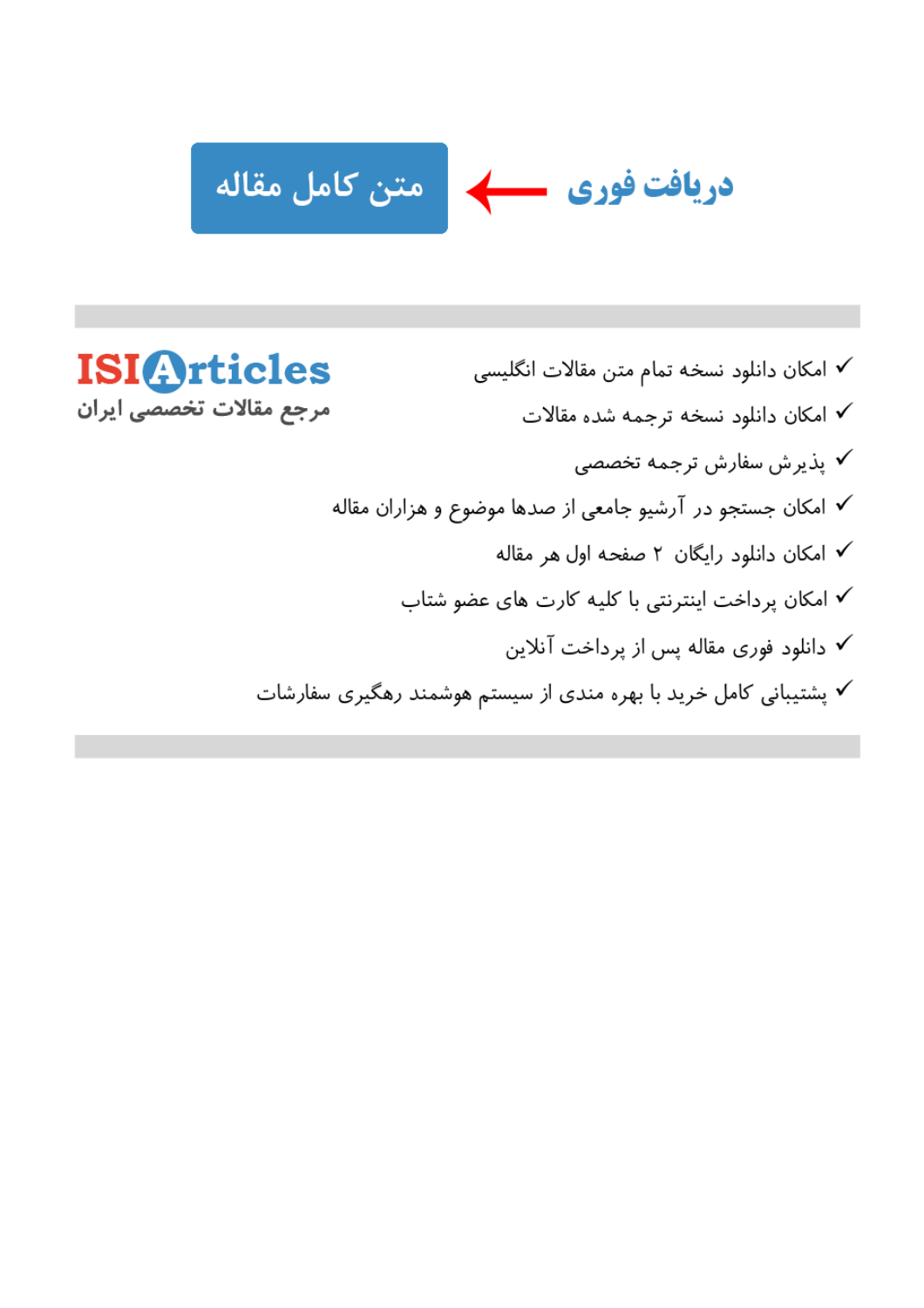دریافت فوری ← متن کامل مقاله

**ISIArticles**
مرجع مقالات تخصصی ایران

- ✓ امکان دانلود نسخه تمام متن مقالات انگلیسی
- ✓ امکان دانلود نسخه ترجمه شده مقالات
- ✓ پذیرش سفارش ترجمه تخصصی
- ✓ امکان جستجو در آرشیو جامعی از صدها موضوع و هزاران مقاله
- ✓ امکان دانلود رایگان ۲ صفحه اول هر مقاله
- ✓ امکان پرداخت اینترنتی با کلیه کارت های عضو شتاب
- ✓ دانلود فوری مقاله پس از پرداخت آنلاین
- ✓ پشتیبانی کامل خرید با بهره مندی از سیستم هوشمند رهگیری سفارشات